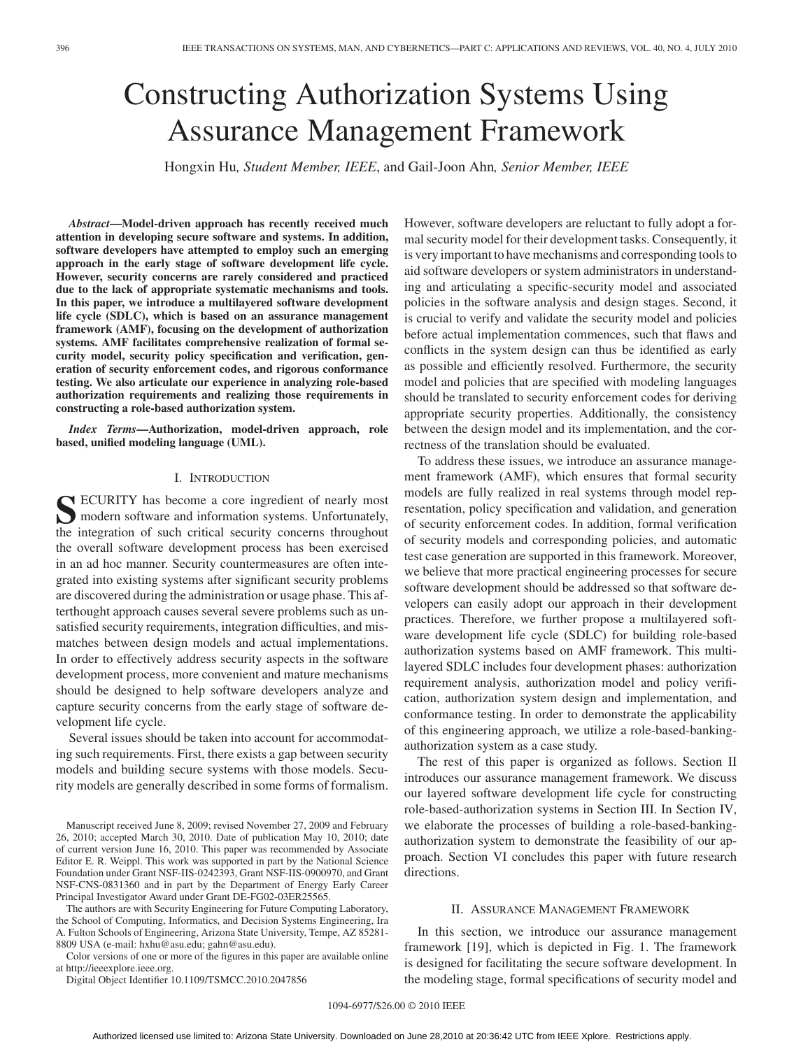# Constructing Authorization Systems Using Assurance Management Framework

Hongxin Hu, *Student Member, IEEE*, and Gail-Joon Ahn, *Senior Member, IEEE*

***Abstract*—Model-driven approach has recently received much attention in developing secure software and systems. In addition, software developers have attempted to employ such an emerging approach in the early stage of software development life cycle. However, security concerns are rarely considered and practiced due to the lack of appropriate systematic mechanisms and tools. In this paper, we introduce a multilayered software development life cycle (SDLC), which is based on an assurance management framework (AMF), focusing on the development of authorization systems. AMF facilitates comprehensive realization of formal security model, security policy specification and verification, generation of security enforcement codes, and rigorous conformance testing. We also articulate our experience in analyzing role-based authorization requirements and realizing those requirements in constructing a role-based authorization system.**

***Index Terms*—Authorization, model-driven approach, role based, unified modeling language (UML).**

## I. Introduction

Security has become a core ingredient of nearly most modern software and information systems. Unfortunately, the integration of such critical security concerns throughout the overall software development process has been exercised in an ad hoc manner. Security countermeasures are often integrated into existing systems after significant security problems are discovered during the administration or usage phase. This afterthought approach causes several severe problems such as unsatisfied security requirements, integration difficulties, and mismatches between design models and actual implementations. In order to effectively address security aspects in the software development process, more convenient and mature mechanisms should be designed to help software developers analyze and capture security concerns from the early stage of software development life cycle.

Several issues should be taken into account for accommodating such requirements. First, there exists a gap between security models and building secure systems with those models. Security models are generally described in some forms of formalism. However, software developers are reluctant to fully adopt a formal security model for their development tasks. Consequently, it is very important to have mechanisms and corresponding tools to aid software developers or system administrators in understanding and articulating a specific-security model and associated policies in the software analysis and design stages. Second, it is crucial to verify and validate the security model and policies before actual implementation commences, such that flaws and conflicts in the system design can thus be identified as early as possible and efficiently resolved. Furthermore, the security model and policies that are specified with modeling languages should be translated to security enforcement codes for deriving appropriate security properties. Additionally, the consistency between the design model and its implementation, and the correctness of the translation should be evaluated.

To address these issues, we introduce an assurance management framework (AMF), which ensures that formal security models are fully realized in real systems through model representation, policy specification and validation, and generation of security enforcement codes. In addition, formal verification of security models and corresponding policies, and automatic test case generation are supported in this framework. Moreover, we believe that more practical engineering processes for secure software development should be addressed so that software developers can easily adopt our approach in their development practices. Therefore, we further propose a multilayered software development life cycle (SDLC) for building role-based authorization systems based on AMF framework. This multilayered SDLC includes four development phases: authorization requirement analysis, authorization model and policy verification, authorization system design and implementation, and conformance testing. In order to demonstrate the applicability of this engineering approach, we utilize a role-based-banking-authorization system as a case study.

The rest of this paper is organized as follows. Section II introduces our assurance management framework. We discuss our layered software development life cycle for constructing role-based-authorization systems in Section III. In Section IV, we elaborate the processes of building a role-based-banking-authorization system to demonstrate the feasibility of our approach. Section VI concludes this paper with future research directions.

## II. Assurance Management Framework

In this section, we introduce our assurance management framework [19], which is depicted in Fig. 1. The framework is designed for facilitating the secure software development. In the modeling stage, formal specifications of security model and

---

Manuscript received June 8, 2009; revised November 27, 2009 and February 26, 2010; accepted March 30, 2010. Date of publication May 10, 2010; date of current version June 16, 2010. This paper was recommended by Associate Editor E. R. Weippl. This work was supported in part by the National Science Foundation under Grant NSF-IIS-0242393, Grant NSF-IIS-0900970, and Grant NSF-CNS-0831360 and in part by the Department of Energy Early Career Principal Investigator Award under Grant DE-FG02-03ER25565.

The authors are with Security Engineering for Future Computing Laboratory, the School of Computing, Informatics, and Decision Systems Engineering, Ira A. Fulton Schools of Engineering, Arizona State University, Tempe, AZ 85281-8809 USA (e-mail: hxhu@asu.edu; gahn@asu.edu).

Color versions of one or more of the figures in this paper are available online at http://ieeexplore.ieee.org.

Digital Object Identifier 10.1109/TSMCC.2010.2047856

1094-6977/$26.00 © 2010 IEEE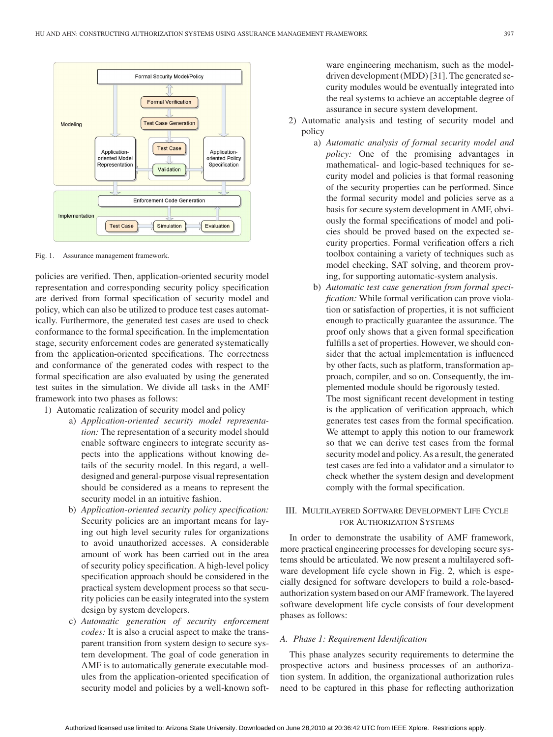Formal Security Model/Policy

Formal Verification

Test Case Generation

Modeling

Application-oriented Model Representation

Test Case

Validation

Application-oriented Policy Specification

Enforcement Code Generation

Implementation

Test Case

Simulation

Evaluation

Fig. 1. Assurance management framework.

policies are verified. Then, application-oriented security model representation and corresponding security policy specification are derived from formal specification of security model and policy, which can also be utilized to produce test cases automatically. Furthermore, the generated test cases are used to check conformance to the formal specification. In the implementation stage, security enforcement codes are generated systematically from the application-oriented specifications. The correctness and conformance of the generated codes with respect to the formal specification are also evaluated by using the generated test suites in the simulation. We divide all tasks in the AMF framework into two phases as follows:

1) Automatic realization of security model and policy
   a) *Application-oriented security model representation:* The representation of a security model should enable software engineers to integrate security aspects into the applications without knowing details of the security model. In this regard, a well-designed and general-purpose visual representation should be considered as a means to represent the security model in an intuitive fashion.
   b) *Application-oriented security policy specification:* Security policies are an important means for laying out high level security rules for organizations to avoid unauthorized accesses. A considerable amount of work has been carried out in the area of security policy specification. A high-level policy specification approach should be considered in the practical system development process so that security policies can be easily integrated into the system design by system developers.
   c) *Automatic generation of security enforcement codes:* It is also a crucial aspect to make the transparent transition from system design to secure system development. The goal of code generation in AMF is to automatically generate executable modules from the application-oriented specification of security model and policies by a well-known software engineering mechanism, such as the model-driven development (MDD) [31]. The generated security modules would be eventually integrated into the real systems to achieve an acceptable degree of assurance in secure system development.
2) Automatic analysis and testing of security model and policy
   a) *Automatic analysis of formal security model and policy:* One of the promising advantages in mathematical- and logic-based techniques for security model and policies is that formal reasoning of the security properties can be performed. Since the formal security model and policies serve as a basis for secure system development in AMF, obviously the formal specifications of model and policies should be proved based on the expected security properties. Formal verification offers a rich toolbox containing a variety of techniques such as model checking, SAT solving, and theorem proving, for supporting automatic-system analysis.
   b) *Automatic test case generation from formal specification:* While formal verification can prove violation or satisfaction of properties, it is not sufficient enough to practically guarantee the assurance. The proof only shows that a given formal specification fulfills a set of properties. However, we should consider that the actual implementation is influenced by other facts, such as platform, transformation approach, compiler, and so on. Consequently, the implemented module should be rigorously tested.
   The most significant recent development in testing is the application of verification approach, which generates test cases from the formal specification. We attempt to apply this notion to our framework so that we can derive test cases from the formal security model and policy. As a result, the generated test cases are fed into a validator and a simulator to check whether the system design and development comply with the formal specification.

## III. Multilayered Software Development Life Cycle for Authorization Systems

In order to demonstrate the usability of AMF framework, more practical engineering processes for developing secure systems should be articulated. We now present a multilayered software development life cycle shown in Fig. 2, which is especially designed for software developers to build a role-based-authorization system based on our AMF framework. The layered software development life cycle consists of four development phases as follows:

### A. Phase 1: Requirement Identification

This phase analyzes security requirements to determine the prospective actors and business processes of an authorization system. In addition, the organizational authorization rules need to be captured in this phase for reflecting authorization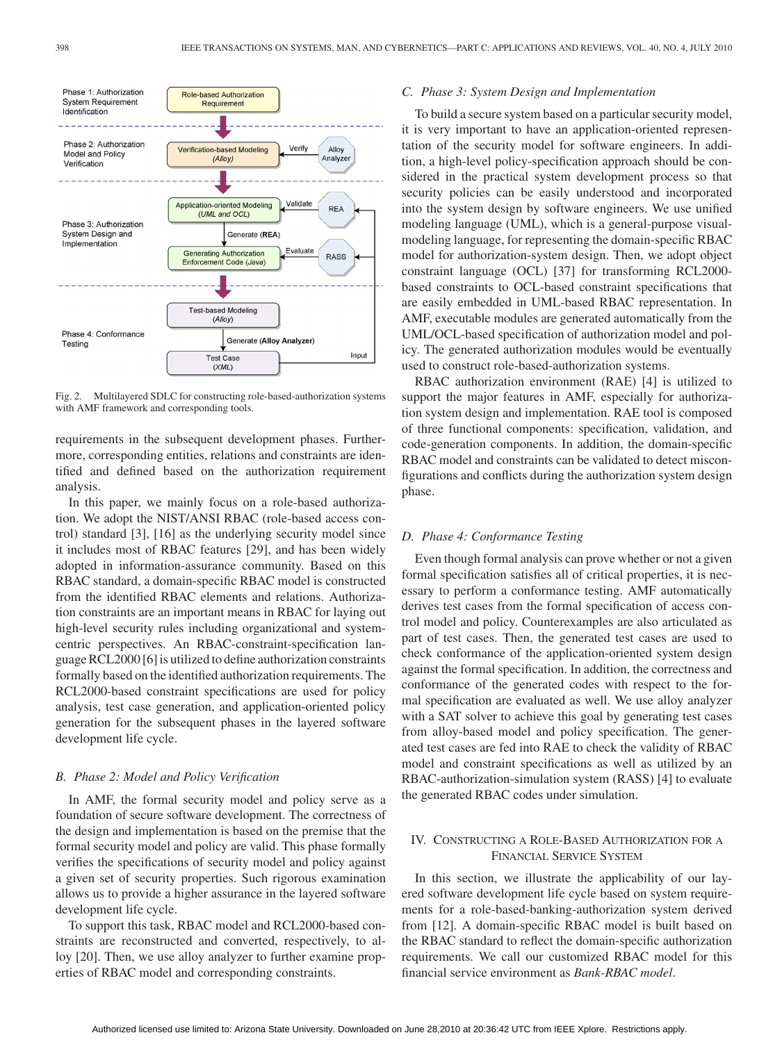Fig. 2. Multilayered SDLC for constructing role-based-authorization systems with AMF framework and corresponding tools.

requirements in the subsequent development phases. Furthermore, corresponding entities, relations and constraints are identified and defined based on the authorization requirement analysis.

In this paper, we mainly focus on a role-based authorization. We adopt the NIST/ANSI RBAC (role-based access control) standard [3], [16] as the underlying security model since it includes most of RBAC features [29], and has been widely adopted in information-assurance community. Based on this RBAC standard, a domain-specific RBAC model is constructed from the identified RBAC elements and relations. Authorization constraints are an important means in RBAC for laying out high-level security rules including organizational and system-centric perspectives. An RBAC-constraint-specification language RCL2000 [6] is utilized to define authorization constraints formally based on the identified authorization requirements. The RCL2000-based constraint specifications are used for policy analysis, test case generation, and application-oriented policy generation for the subsequent phases in the layered software development life cycle.

### B. Phase 2: Model and Policy Verification

In AMF, the formal security model and policy serve as a foundation of secure software development. The correctness of the design and implementation is based on the premise that the formal security model and policy are valid. This phase formally verifies the specifications of security model and policy against a given set of security properties. Such rigorous examination allows us to provide a higher assurance in the layered software development life cycle.

To support this task, RBAC model and RCL2000-based constraints are reconstructed and converted, respectively, to alloy [20]. Then, we use alloy analyzer to further examine properties of RBAC model and corresponding constraints.

### C. Phase 3: System Design and Implementation

To build a secure system based on a particular security model, it is very important to have an application-oriented representation of the security model for software engineers. In addition, a high-level policy-specification approach should be considered in the practical system development process so that security policies can be easily understood and incorporated into the system design by software engineers. We use unified modeling language (UML), which is a general-purpose visual-modeling language, for representing the domain-specific RBAC model for authorization-system design. Then, we adopt object constraint language (OCL) [37] for transforming RCL2000-based constraints to OCL-based constraint specifications that are easily embedded in UML-based RBAC representation. In AMF, executable modules are generated automatically from the UML/OCL-based specification of authorization model and policy. The generated authorization modules would be eventually used to construct role-based-authorization systems.

RBAC authorization environment (RAE) [4] is utilized to support the major features in AMF, especially for authorization system design and implementation. RAE tool is composed of three functional components: specification, validation, and code-generation components. In addition, the domain-specific RBAC model and constraints can be validated to detect misconfigurations and conflicts during the authorization system design phase.

### D. Phase 4: Conformance Testing

Even though formal analysis can prove whether or not a given formal specification satisfies all of critical properties, it is necessary to perform a conformance testing. AMF automatically derives test cases from the formal specification of access control model and policy. Counterexamples are also articulated as part of test cases. Then, the generated test cases are used to check conformance of the application-oriented system design against the formal specification. In addition, the correctness and conformance of the generated codes with respect to the formal specification are evaluated as well. We use alloy analyzer with a SAT solver to achieve this goal by generating test cases from alloy-based model and policy specification. The generated test cases are fed into RAE to check the validity of RBAC model and constraint specifications as well as utilized by an RBAC-authorization-simulation system (RASS) [4] to evaluate the generated RBAC codes under simulation.

## IV. Constructing a Role-Based Authorization for a Financial Service System

In this section, we illustrate the applicability of our layered software development life cycle based on system requirements for a role-based-banking-authorization system derived from [12]. A domain-specific RBAC model is built based on the RBAC standard to reflect the domain-specific authorization requirements. We call our customized RBAC model for this financial service environment as *Bank-RBAC model*.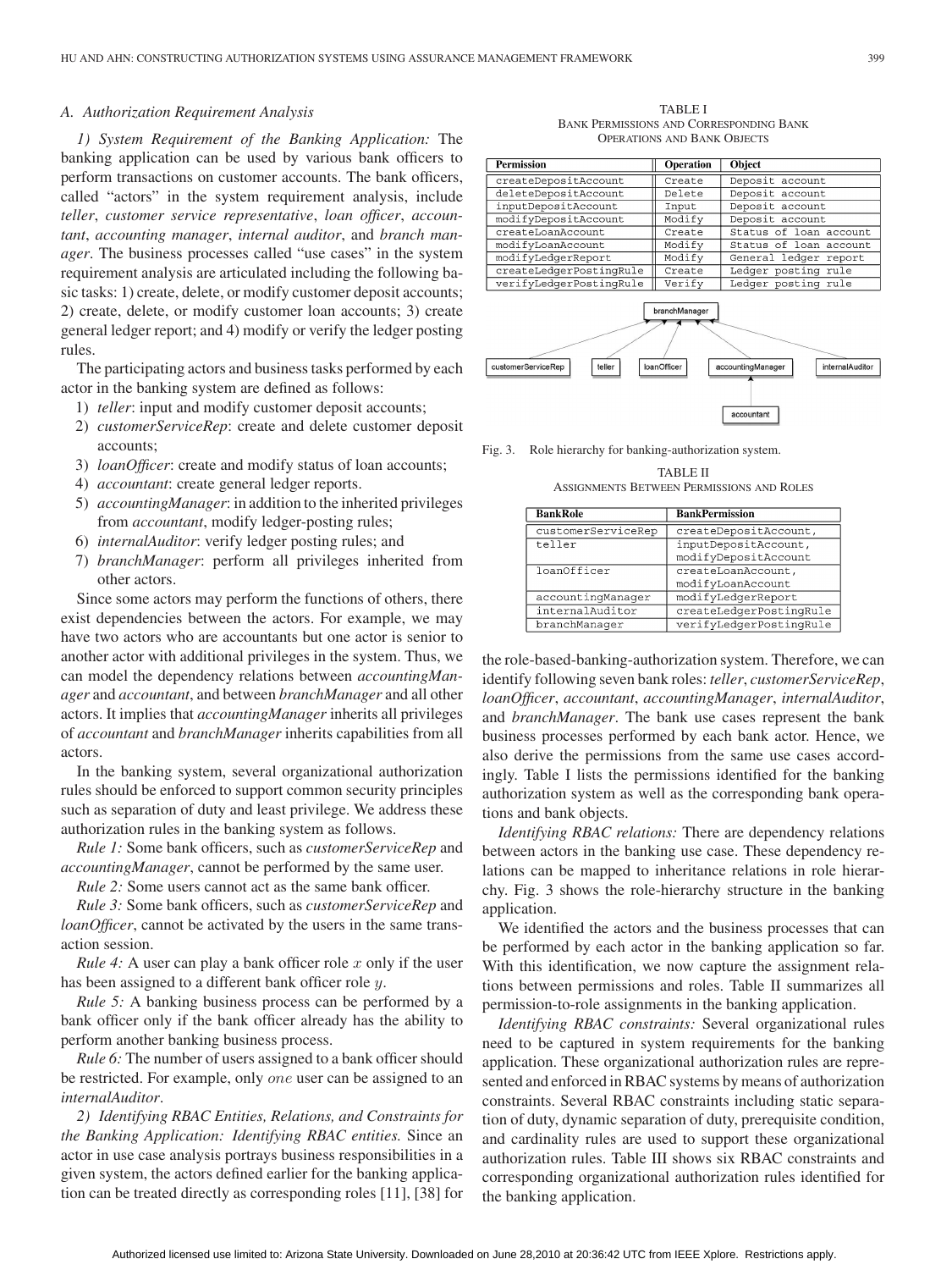### A. Authorization Requirement Analysis

*1) System Requirement of the Banking Application:* The banking application can be used by various bank officers to perform transactions on customer accounts. The bank officers, called "actors" in the system requirement analysis, include *teller*, *customer service representative*, *loan officer*, *accountant*, *accounting manager*, *internal auditor*, and *branch manager*. The business processes called "use cases" in the system requirement analysis are articulated including the following basic tasks: 1) create, delete, or modify customer deposit accounts; 2) create, delete, or modify customer loan accounts; 3) create general ledger report; and 4) modify or verify the ledger posting rules.

The participating actors and business tasks performed by each actor in the banking system are defined as follows:

1) *teller*: input and modify customer deposit accounts;
2) *customerServiceRep*: create and delete customer deposit accounts;
3) *loanOfficer*: create and modify status of loan accounts;
4) *accountant*: create general ledger reports.
5) *accountingManager*: in addition to the inherited privileges from *accountant*, modify ledger-posting rules;
6) *internalAuditor*: verify ledger posting rules; and
7) *branchManager*: perform all privileges inherited from other actors.

Since some actors may perform the functions of others, there exist dependencies between the actors. For example, we may have two actors who are accountants but one actor is senior to another actor with additional privileges in the system. Thus, we can model the dependency relations between *accountingManager* and *accountant*, and between *branchManager* and all other actors. It implies that *accountingManager* inherits all privileges of *accountant* and *branchManager* inherits capabilities from all actors.

In the banking system, several organizational authorization rules should be enforced to support common security principles such as separation of duty and least privilege. We address these authorization rules in the banking system as follows.

*Rule 1:* Some bank officers, such as *customerServiceRep* and *accountingManager*, cannot be performed by the same user.

*Rule 2:* Some users cannot act as the same bank officer.

*Rule 3:* Some bank officers, such as *customerServiceRep* and *loanOfficer*, cannot be activated by the users in the same transaction session.

*Rule 4:* A user can play a bank officer role $x$ only if the user has been assigned to a different bank officer role $y$.

*Rule 5:* A banking business process can be performed by a bank officer only if the bank officer already has the ability to perform another banking business process.

*Rule 6:* The number of users assigned to a bank officer should be restricted. For example, only *one* user can be assigned to an *internalAuditor*.

*2) Identifying RBAC Entities, Relations, and Constraints for the Banking Application: Identifying RBAC entities.* Since an actor in use case analysis portrays business responsibilities in a given system, the actors defined earlier for the banking application can be treated directly as corresponding roles [11], [38] for the role-based-banking-authorization system. Therefore, we can identify following seven bank roles: *teller*, *customerServiceRep*, *loanOfficer*, *accountant*, *accountingManager*, *internalAuditor*, and *branchManager*. The bank use cases represent the bank business processes performed by each bank actor. Hence, we also derive the permissions from the same use cases accordingly. Table I lists the permissions identified for the banking authorization system as well as the corresponding bank operations and bank objects.

TABLE I
BANK PERMISSIONS AND CORRESPONDING BANK OPERATIONS AND BANK OBJECTS

| Permission | Operation | Object |
|---|---|---|
| createDepositAccount | Create | Deposit account |
| deleteDepositAccount | Delete | Deposit account |
| inputDepositAccount | Input | Deposit account |
| modifyDepositAccount | Modify | Deposit account |
| createLoanAccount | Create | Status of loan account |
| modifyLoanAccount | Modify | Status of loan account |
| modifyLedgerReport | Modify | General ledger report |
| createLedgerPostingRule | Create | Ledger posting rule |
| verifyLedgerPostingRule | Verify | Ledger posting rule |

Fig. 3. Role hierarchy for banking-authorization system.

TABLE II
ASSIGNMENTS BETWEEN PERMISSIONS AND ROLES

| BankRole | BankPermission |
|---|---|
| customerServiceRep | createDepositAccount, |
| teller | inputDepositAccount, modifyDepositAccount |
| loanOfficer | createLoanAccount, modifyLoanAccount |
| accountingManager | modifyLedgerReport |
| internalAuditor | createLedgerPostingRule |
| branchManager | verifyLedgerPostingRule |

*Identifying RBAC relations:* There are dependency relations between actors in the banking use case. These dependency relations can be mapped to inheritance relations in role hierarchy. Fig. 3 shows the role-hierarchy structure in the banking application.

We identified the actors and the business processes that can be performed by each actor in the banking application so far. With this identification, we now capture the assignment relations between permissions and roles. Table II summarizes all permission-to-role assignments in the banking application.

*Identifying RBAC constraints:* Several organizational rules need to be captured in system requirements for the banking application. These organizational authorization rules are represented and enforced in RBAC systems by means of authorization constraints. Several RBAC constraints including static separation of duty, dynamic separation of duty, prerequisite condition, and cardinality rules are used to support these organizational authorization rules. Table III shows six RBAC constraints and corresponding organizational authorization rules identified for the banking application.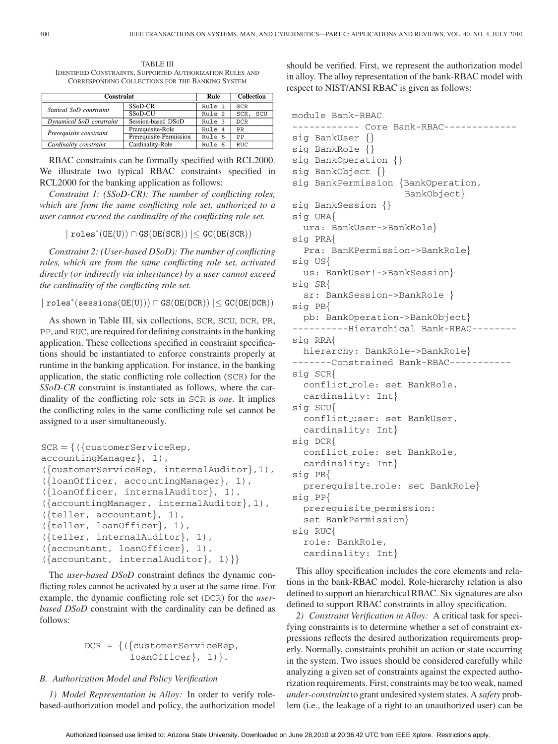TABLE III
IDENTIFIED CONSTRAINTS, SUPPORTED AUTHORIZATION RULES AND CORRESPONDING COLLECTIONS FOR THE BANKING SYSTEM

| Constraint | | Rule | Collection |
|---|---|---|---|
| *Statical SoD constraint* | SSoD-CR | Rule 1 | SCR |
| | SSoD-CU | Rule 2 | SCR, SCU |
| *Dynamical SoD constraint* | Session-based DSoD | Rule 3 | DCR |
| *Prerequisite constraint* | Prerequisite-Role | Rule 4 | PR |
| | Prerequisite-Permission | Rule 5 | PP |
| *Cardinality constraint* | Cardinality-Role | Rule 6 | RUC |

RBAC constraints can be formally specified with RCL2000. We illustrate two typical RBAC constraints specified in RCL2000 for the banking application as follows:

*Constraint 1: (SSoD-CR): The number of conflicting roles, which are from the same conflicting role set, authorized to a user cannot exceed the cardinality of the conflicting role set.*

$$|\ \mathtt{roles}^{*}(\mathtt{OE}(\mathtt{U})) \cap \mathtt{GS}(\mathtt{OE}(\mathtt{SCR}))\ | \leq \mathtt{GC}(\mathtt{OE}(\mathtt{SCR}))$$

*Constraint 2: (User-based DSoD): The number of conflicting roles, which are from the same conflicting role set, activated directly (or indirectly via inheritance) by a user cannot exceed the cardinality of the conflicting role set.*

$$|\ \mathtt{roles}^{*}(\mathtt{sessions}(\mathtt{OE}(\mathtt{U}))) \cap \mathtt{GS}(\mathtt{OE}(\mathtt{DCR}))\ | \leq \mathtt{GC}(\mathtt{OE}(\mathtt{DCR}))$$

As shown in Table III, six collections, SCR, SCU, DCR, PR, PP, and RUC, are required for defining constraints in the banking application. These collections specified in constraint specifications should be instantiated to enforce constraints properly at runtime in the banking application. For instance, in the banking application, the static conflicting role collection (SCR) for the *SSoD-CR* constraint is instantiated as follows, where the cardinality of the conflicting role sets in SCR is *one*. It implies the conflicting roles in the same conflicting role set cannot be assigned to a user simultaneously.

```
SCR = {({customerServiceRep,
accountingManager}, 1),
({customerServiceRep, internalAuditor},1),
({loanOfficer, accountingManager}, 1),
({loanOfficer, internalAuditor}, 1),
({accountingManager, internalAuditor},1),
({teller, accountant}, 1),
({teller, loanOfficer}, 1),
({teller, internalAuditor}, 1),
({accountant, loanOfficer}, 1),
({accountant, internalAuditor}, 1)}}
```

The *user-based DSoD* constraint defines the dynamic conflicting roles cannot be activated by a user at the same time. For example, the dynamic conflicting role set (DCR) for the *user-based DSoD* constraint with the cardinality can be defined as follows:

```
DCR = {({customerServiceRep,
        loanOfficer}, 1)}.
```

### B. Authorization Model and Policy Verification

*1) Model Representation in Alloy:* In order to verify role-based-authorization model and policy, the authorization model should be verified. First, we represent the authorization model in alloy. The alloy representation of the bank-RBAC model with respect to NIST/ANSI RBAC is given as follows:

```
module Bank-RBAC
------------ Core Bank-RBAC-------------
sig BankUser {}
sig BankRole {}
sig BankOperation {}
sig BankObject {}
sig BankPermission {BankOperation,
                    BankObject}
sig BankSession {}
sig URA{
  ura: BankUser->BankRole}
sig PRA{
  Pra: BanKPermission->BankRole}
sig US{
  us: BankUser!->BankSession}
sig SR{
  sr: BankSession->BankRole }
sig PB{
  pb: BankOperation->BankObject}
----------Hierarchical Bank-RBAC--------
sig RRA{
  hierarchy: BankRole->BankRole}
-------Constrained Bank-RBAC-----------
sig SCR{
  conflict_role: set BankRole,
  cardinality: Int}
sig SCU{
  conflict_user: set BankUser,
  cardinality: Int}
sig DCR{
  conflict_role: set BankRole,
  cardinality: Int}
sig PR{
  prerequisite_role: set BankRole}
sig PP{
  prerequisite_permission:
  set BankPermission}
sig RUC{
  role: BankRole,
  cardinality: Int}
```

This alloy specification includes the core elements and relations in the bank-RBAC model. Role-hierarchy relation is also defined to support an hierarchical RBAC. Six signatures are also defined to support RBAC constraints in alloy specification.

*2) Constraint Verification in Alloy:* A critical task for specifying constraints is to determine whether a set of constraint expressions reflects the desired authorization requirements properly. Normally, constraints prohibit an action or state occurring in the system. Two issues should be considered carefully while analyzing a given set of constraints against the expected authorization requirements. First, constraints may be too weak, named *under-constraint* to grant undesired system states. A *safety* problem (i.e., the leakage of a right to an unauthorized user) can be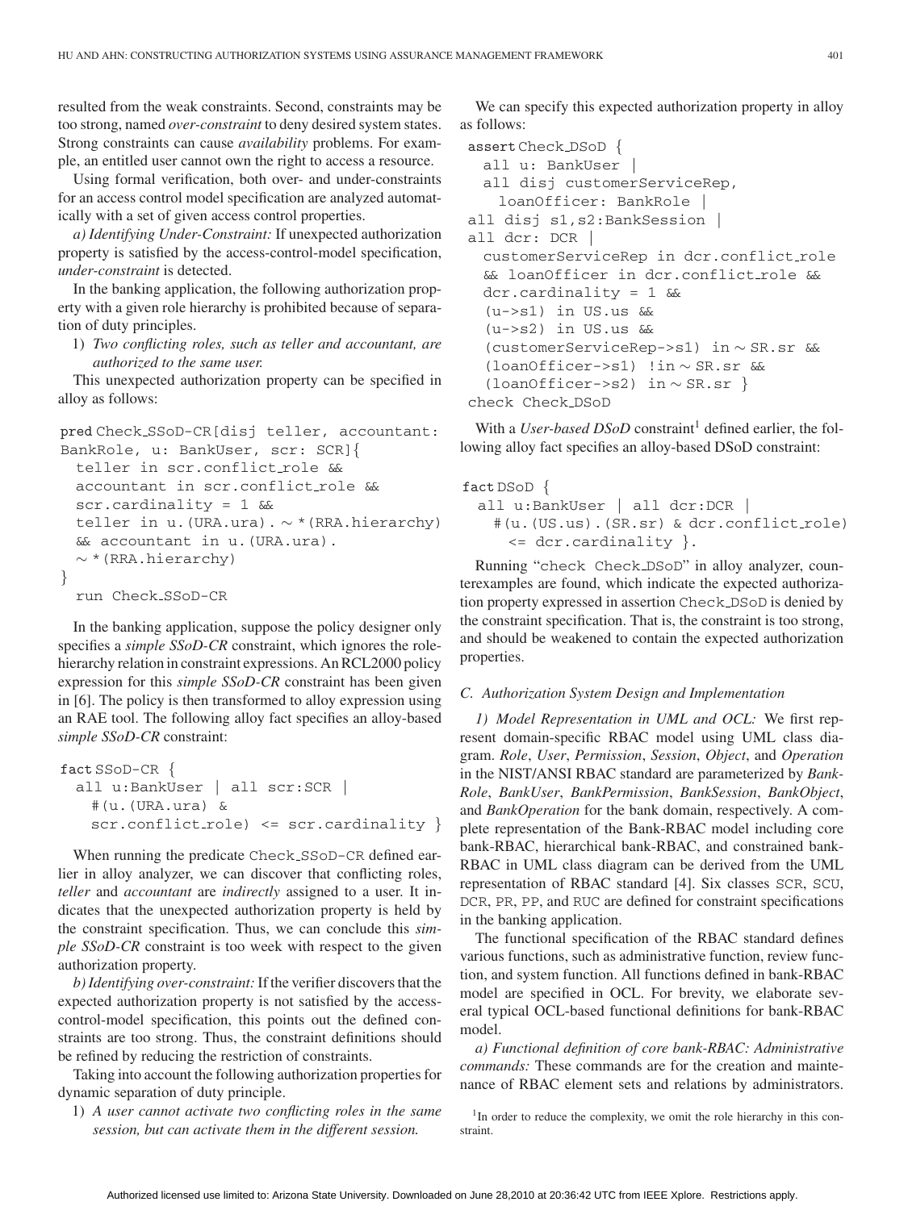resulted from the weak constraints. Second, constraints may be too strong, named *over-constraint* to deny desired system states. Strong constraints can cause *availability* problems. For example, an entitled user cannot own the right to access a resource.

Using formal verification, both over- and under-constraints for an access control model specification are analyzed automatically with a set of given access control properties.

*a) Identifying Under-Constraint:* If unexpected authorization property is satisfied by the access-control-model specification, *under-constraint* is detected.

In the banking application, the following authorization property with a given role hierarchy is prohibited because of separation of duty principles.

1) *Two conflicting roles, such as teller and accountant, are authorized to the same user.*

This unexpected authorization property can be specified in alloy as follows:

```
pred Check_SSoD-CR[disj teller, accountant:
BankRole, u: BankUser, scr: SCR]{
  teller in scr.conflict_role &&
  accountant in scr.conflict_role &&
  scr.cardinality = 1 &&
  teller in u.(URA.ura).~*(RRA.hierarchy)
  && accountant in u.(URA.ura).
  ~*(RRA.hierarchy)
}
  run Check_SSoD-CR
```

In the banking application, suppose the policy designer only specifies a *simple SSoD-CR* constraint, which ignores the role-hierarchy relation in constraint expressions. An RCL2000 policy expression for this *simple SSoD-CR* constraint has been given in [6]. The policy is then transformed to alloy expression using an RAE tool. The following alloy fact specifies an alloy-based *simple SSoD-CR* constraint:

```
fact SSoD-CR {
  all u:BankUser | all scr:SCR |
    #(u.(URA.ura) &
    scr.conflict_role) <= scr.cardinality }
```

When running the predicate Check_SSoD-CR defined earlier in alloy analyzer, we can discover that conflicting roles, *teller* and *accountant* are *indirectly* assigned to a user. It indicates that the unexpected authorization property is held by the constraint specification. Thus, we can conclude this *simple SSoD-CR* constraint is too week with respect to the given authorization property.

*b) Identifying over-constraint:* If the verifier discovers that the expected authorization property is not satisfied by the access-control-model specification, this points out the defined constraints are too strong. Thus, the constraint definitions should be refined by reducing the restriction of constraints.

Taking into account the following authorization properties for dynamic separation of duty principle.

1) *A user cannot activate two conflicting roles in the same session, but can activate them in the different session.*

We can specify this expected authorization property in alloy as follows:

```
assert Check_DSoD {
  all u: BankUser |
  all disj customerServiceRep,
    loanOfficer: BankRole |
all disj s1,s2:BankSession |
all dcr: DCR |
  customerServiceRep in dcr.conflict_role
  && loanOfficer in dcr.conflict_role &&
  dcr.cardinality = 1 &&
  (u->s1) in US.us &&
  (u->s2) in US.us &&
  (customerServiceRep->s1) in ~SR.sr &&
  (loanOfficer->s1) !in ~SR.sr &&
  (loanOfficer->s2) in ~SR.sr }
check Check_DSoD
```

With a *User-based DSoD* constraint[1] defined earlier, the following alloy fact specifies an alloy-based DSoD constraint:

```
fact DSoD {
  all u:BankUser | all dcr:DCR |
    #(u.(US.us).(SR.sr) & dcr.conflict_role)
      <= dcr.cardinality }.
```

Running "check Check_DSoD" in alloy analyzer, counterexamples are found, which indicate the expected authorization property expressed in assertion Check_DSoD is denied by the constraint specification. That is, the constraint is too strong, and should be weakened to contain the expected authorization properties.

### C. Authorization System Design and Implementation

*1) Model Representation in UML and OCL:* We first represent domain-specific RBAC model using UML class diagram. *Role*, *User*, *Permission*, *Session*, *Object*, and *Operation* in the NIST/ANSI RBAC standard are parameterized by *BankRole*, *BankUser*, *BankPermission*, *BankSession*, *BankObject*, and *BankOperation* for the bank domain, respectively. A complete representation of the Bank-RBAC model including core bank-RBAC, hierarchical bank-RBAC, and constrained bank-RBAC in UML class diagram can be derived from the UML representation of RBAC standard [4]. Six classes SCR, SCU, DCR, PR, PP, and RUC are defined for constraint specifications in the banking application.

The functional specification of the RBAC standard defines various functions, such as administrative function, review function, and system function. All functions defined in bank-RBAC model are specified in OCL. For brevity, we elaborate several typical OCL-based functional definitions for bank-RBAC model.

*a) Functional definition of core bank-RBAC: Administrative commands:* These commands are for the creation and maintenance of RBAC element sets and relations by administrators.

[1] In order to reduce the complexity, we omit the role hierarchy in this constraint.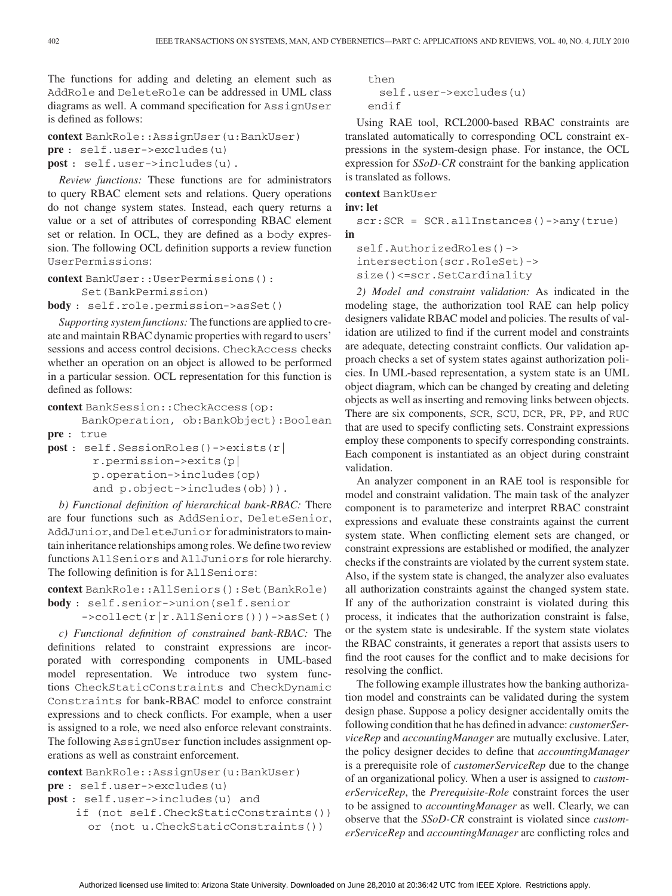The functions for adding and deleting an element such as AddRole and DeleteRole can be addressed in UML class diagrams as well. A command specification for AssignUser is defined as follows:

```
context BankRole::AssignUser(u:BankUser)
pre : self.user->excludes(u)
post : self.user->includes(u).
```

*Review functions:* These functions are for administrators to query RBAC element sets and relations. Query operations do not change system states. Instead, each query returns a value or a set of attributes of corresponding RBAC element set or relation. In OCL, they are defined as a body expression. The following OCL definition supports a review function UserPermissions:

```
context BankUser::UserPermissions():
      Set(BankPermission)
body : self.role.permission->asSet()
```

*Supporting system functions:* The functions are applied to create and maintain RBAC dynamic properties with regard to users' sessions and access control decisions. CheckAccess checks whether an operation on an object is allowed to be performed in a particular session. OCL representation for this function is defined as follows:

```
context BankSession::CheckAccess(op:
      BankOperation, ob:BankObject):Boolean
pre : true
post : self.SessionRoles()->exists(r|
        r.permission->exits(p|
        p.operation->includes(op)
        and p.object->includes(ob))).
```

*b) Functional definition of hierarchical bank-RBAC:* There are four functions such as AddSenior, DeleteSenior, AddJunior, and DeleteJunior for administrators to maintain inheritance relationships among roles. We define two review functions AllSeniors and AllJuniors for role hierarchy. The following definition is for AllSeniors:

```
context BankRole::AllSeniors():Set(BankRole)
body : self.senior->union(self.senior
      ->collect(r|r.AllSeniors()))->asSet()
```

*c) Functional definition of constrained bank-RBAC:* The definitions related to constraint expressions are incorporated with corresponding components in UML-based model representation. We introduce two system functions CheckStaticConstraints and CheckDynamic Constraints for bank-RBAC model to enforce constraint expressions and to check conflicts. For example, when a user is assigned to a role, we need also enforce relevant constraints. The following AssignUser function includes assignment operations as well as constraint enforcement.

```
context BankRole::AssignUser(u:BankUser)
pre : self.user->excludes(u)
post : self.user->includes(u) and
     if (not self.CheckStaticConstraints())
       or (not u.CheckStaticConstraints())
     then
       self.user->excludes(u)
     endif
```

Using RAE tool, RCL2000-based RBAC constraints are translated automatically to corresponding OCL constraint expressions in the system-design phase. For instance, the OCL expression for *SSoD-CR* constraint for the banking application is translated as follows.

```
context BankUser
inv: let
  scr:SCR = SCR.allInstances()->any(true)
in
  self.AuthorizedRoles()->
  intersection(scr.RoleSet)->
  size()<=scr.SetCardinality
```

*2) Model and constraint validation:* As indicated in the modeling stage, the authorization tool RAE can help policy designers validate RBAC model and policies. The results of validation are utilized to find if the current model and constraints are adequate, detecting constraint conflicts. Our validation approach checks a set of system states against authorization policies. In UML-based representation, a system state is an UML object diagram, which can be changed by creating and deleting objects as well as inserting and removing links between objects. There are six components, SCR, SCU, DCR, PR, PP, and RUC that are used to specify conflicting sets. Constraint expressions employ these components to specify corresponding constraints. Each component is instantiated as an object during constraint validation.

An analyzer component in an RAE tool is responsible for model and constraint validation. The main task of the analyzer component is to parameterize and interpret RBAC constraint expressions and evaluate these constraints against the current system state. When conflicting element sets are changed, or constraint expressions are established or modified, the analyzer checks if the constraints are violated by the current system state. Also, if the system state is changed, the analyzer also evaluates all authorization constraints against the changed system state. If any of the authorization constraint is violated during this process, it indicates that the authorization constraint is false, or the system state is undesirable. If the system state violates the RBAC constraints, it generates a report that assists users to find the root causes for the conflict and to make decisions for resolving the conflict.

The following example illustrates how the banking authorization model and constraints can be validated during the system design phase. Suppose a policy designer accidentally omits the following condition that he has defined in advance: *customerServiceRep* and *accountingManager* are mutually exclusive. Later, the policy designer decides to define that *accountingManager* is a prerequisite role of *customerServiceRep* due to the change of an organizational policy. When a user is assigned to *customerServiceRep*, the *Prerequisite-Role* constraint forces the user to be assigned to *accountingManager* as well. Clearly, we can observe that the *SSoD-CR* constraint is violated since *customerServiceRep* and *accountingManager* are conflicting roles and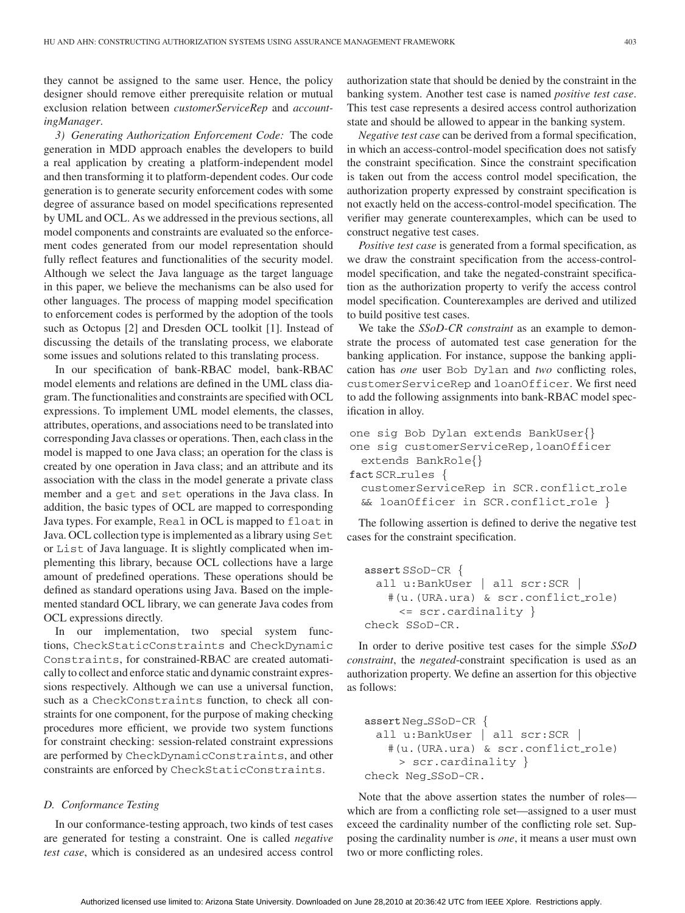they cannot be assigned to the same user. Hence, the policy designer should remove either prerequisite relation or mutual exclusion relation between *customerServiceRep* and *accountingManager*.

*3) Generating Authorization Enforcement Code:* The code generation in MDD approach enables the developers to build a real application by creating a platform-independent model and then transforming it to platform-dependent codes. Our code generation is to generate security enforcement codes with some degree of assurance based on model specifications represented by UML and OCL. As we addressed in the previous sections, all model components and constraints are evaluated so the enforcement codes generated from our model representation should fully reflect features and functionalities of the security model. Although we select the Java language as the target language in this paper, we believe the mechanisms can be also used for other languages. The process of mapping model specification to enforcement codes is performed by the adoption of the tools such as Octopus [2] and Dresden OCL toolkit [1]. Instead of discussing the details of the translating process, we elaborate some issues and solutions related to this translating process.

In our specification of bank-RBAC model, bank-RBAC model elements and relations are defined in the UML class diagram. The functionalities and constraints are specified with OCL expressions. To implement UML model elements, the classes, attributes, operations, and associations need to be translated into corresponding Java classes or operations. Then, each class in the model is mapped to one Java class; an operation for the class is created by one operation in Java class; and an attribute and its association with the class in the model generate a private class member and a `get` and `set` operations in the Java class. In addition, the basic types of OCL are mapped to corresponding Java types. For example, `Real` in OCL is mapped to `float` in Java. OCL collection type is implemented as a library using `Set` or `List` of Java language. It is slightly complicated when implementing this library, because OCL collections have a large amount of predefined operations. These operations should be defined as standard operations using Java. Based on the implemented standard OCL library, we can generate Java codes from OCL expressions directly.

In our implementation, two special system functions, `CheckStaticConstraints` and `CheckDynamicConstraints`, for constrained-RBAC are created automatically to collect and enforce static and dynamic constraint expressions respectively. Although we can use a universal function, such as a `CheckConstraints` function, to check all constraints for one component, for the purpose of making checking procedures more efficient, we provide two system functions for constraint checking: session-related constraint expressions are performed by `CheckDynamicConstraints`, and other constraints are enforced by `CheckStaticConstraints`.

### D. Conformance Testing

In our conformance-testing approach, two kinds of test cases are generated for testing a constraint. One is called *negative test case*, which is considered as an undesired access control authorization state that should be denied by the constraint in the banking system. Another test case is named *positive test case*. This test case represents a desired access control authorization state and should be allowed to appear in the banking system.

*Negative test case* can be derived from a formal specification, in which an access-control-model specification does not satisfy the constraint specification. Since the constraint specification is taken out from the access control model specification, the authorization property expressed by constraint specification is not exactly held on the access-control-model specification. The verifier may generate counterexamples, which can be used to construct negative test cases.

*Positive test case* is generated from a formal specification, as we draw the constraint specification from the access-control-model specification, and take the negated-constraint specification as the authorization property to verify the access control model specification. Counterexamples are derived and utilized to build positive test cases.

We take the *SSoD-CR constraint* as an example to demonstrate the process of automated test case generation for the banking application. For instance, suppose the banking application has *one* user `Bob Dylan` and *two* conflicting roles, `customerServiceRep` and `loanOfficer`. We first need to add the following assignments into bank-RBAC model specification in alloy.

```
one sig Bob Dylan extends BankUser{}
one sig customerServiceRep,loanOfficer
  extends BankRole{}
fact SCR_rules {
  customerServiceRep in SCR.conflict_role
  && loanOfficer in SCR.conflict_role }
```

The following assertion is defined to derive the negative test cases for the constraint specification.

```
assert SSoD-CR {
  all u:BankUser | all scr:SCR |
    #(u.(URA.ura) & scr.conflict_role)
      <= scr.cardinality }
check SSoD-CR.
```

In order to derive positive test cases for the simple *SSoD constraint*, the *negated*-constraint specification is used as an authorization property. We define an assertion for this objective as follows:

```
assert Neg_SSoD-CR {
  all u:BankUser | all scr:SCR |
    #(u.(URA.ura) & scr.conflict_role)
      > scr.cardinality }
check Neg_SSoD-CR.
```

Note that the above assertion states the number of roles—which are from a conflicting role set—assigned to a user must exceed the cardinality number of the conflicting role set. Supposing the cardinality number is *one*, it means a user must own two or more conflicting roles.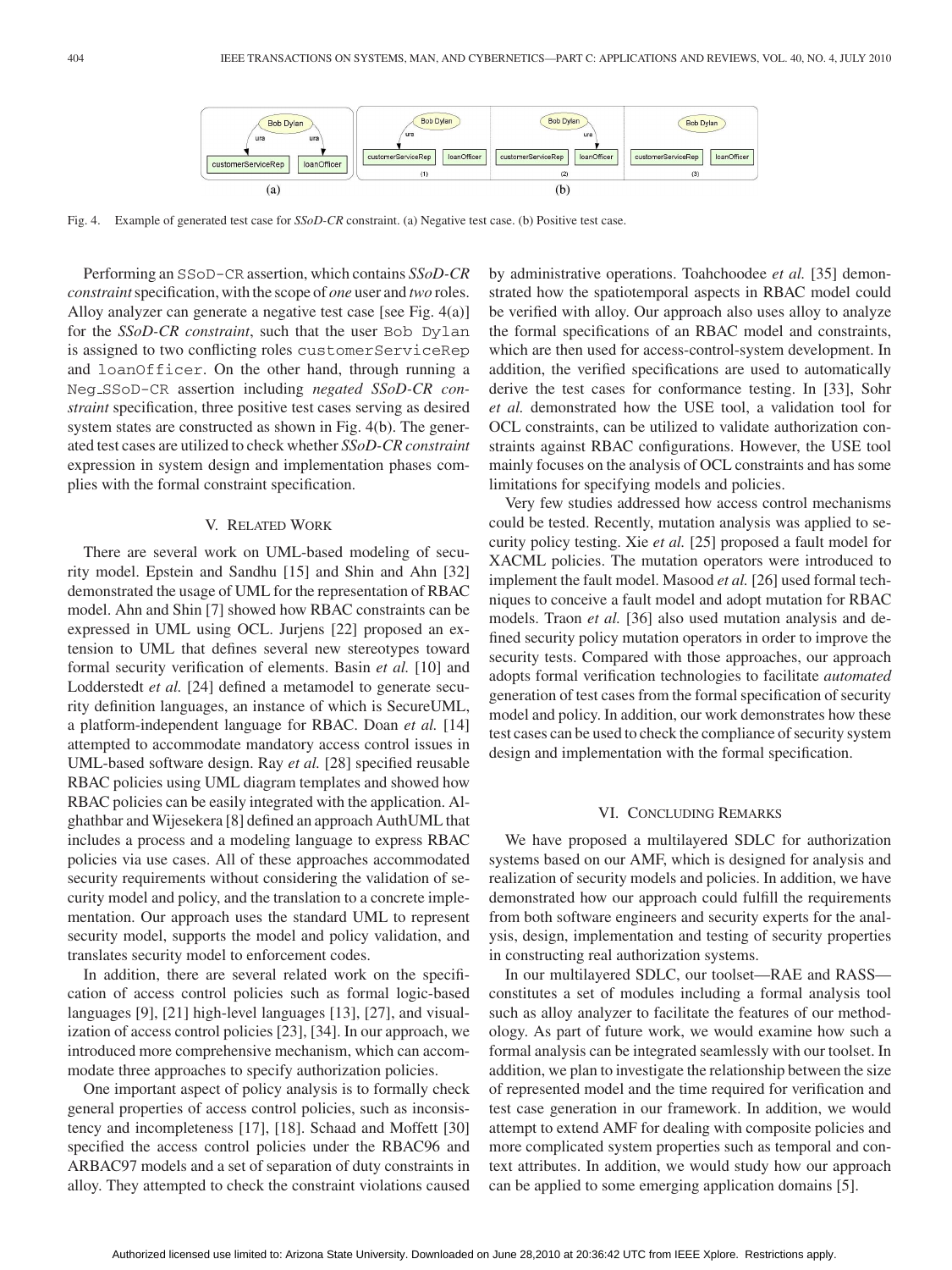(a)

Bob Dylan

ura

ura

customerServiceRep

loanOfficer

(b)

Bob Dylan

ura

customerServiceRep

loanOfficer

(1)

Bob Dylan

ura

customerServiceRep

loanOfficer

(2)

Bob Dylan

customerServiceRep

loanOfficer

(3)

Fig. 4. Example of generated test case for *SSoD-CR* constraint. (a) Negative test case. (b) Positive test case.

Performing an SSoD-CR assertion, which contains *SSoD-CR constraint* specification, with the scope of *one* user and *two* roles. Alloy analyzer can generate a negative test case [see Fig. 4(a)] for the *SSoD-CR constraint*, such that the user Bob Dylan is assigned to two conflicting roles customerServiceRep and loanOfficer. On the other hand, through running a Neg_SSoD-CR assertion including *negated SSoD-CR constraint* specification, three positive test cases serving as desired system states are constructed as shown in Fig. 4(b). The generated test cases are utilized to check whether *SSoD-CR constraint* expression in system design and implementation phases complies with the formal constraint specification.

## V. Related Work

There are several work on UML-based modeling of security model. Epstein and Sandhu [15] and Shin and Ahn [32] demonstrated the usage of UML for the representation of RBAC model. Ahn and Shin [7] showed how RBAC constraints can be expressed in UML using OCL. Jurjens [22] proposed an extension to UML that defines several new stereotypes toward formal security verification of elements. Basin *et al.* [10] and Lodderstedt *et al.* [24] defined a metamodel to generate security definition languages, an instance of which is SecureUML, a platform-independent language for RBAC. Doan *et al.* [14] attempted to accommodate mandatory access control issues in UML-based software design. Ray *et al.* [28] specified reusable RBAC policies using UML diagram templates and showed how RBAC policies can be easily integrated with the application. Alghathbar and Wijesekera [8] defined an approach AuthUML that includes a process and a modeling language to express RBAC policies via use cases. All of these approaches accommodated security requirements without considering the validation of security model and policy, and the translation to a concrete implementation. Our approach uses the standard UML to represent security model, supports the model and policy validation, and translates security model to enforcement codes.

In addition, there are several related work on the specification of access control policies such as formal logic-based languages [9], [21] high-level languages [13], [27], and visualization of access control policies [23], [34]. In our approach, we introduced more comprehensive mechanism, which can accommodate three approaches to specify authorization policies.

One important aspect of policy analysis is to formally check general properties of access control policies, such as inconsistency and incompleteness [17], [18]. Schaad and Moffett [30] specified the access control policies under the RBAC96 and ARBAC97 models and a set of separation of duty constraints in alloy. They attempted to check the constraint violations caused by administrative operations. Toahchoodee *et al.* [35] demonstrated how the spatiotemporal aspects in RBAC model could be verified with alloy. Our approach also uses alloy to analyze the formal specifications of an RBAC model and constraints, which are then used for access-control-system development. In addition, the verified specifications are used to automatically derive the test cases for conformance testing. In [33], Sohr *et al.* demonstrated how the USE tool, a validation tool for OCL constraints, can be utilized to validate authorization constraints against RBAC configurations. However, the USE tool mainly focuses on the analysis of OCL constraints and has some limitations for specifying models and policies.

Very few studies addressed how access control mechanisms could be tested. Recently, mutation analysis was applied to security policy testing. Xie *et al.* [25] proposed a fault model for XACML policies. The mutation operators were introduced to implement the fault model. Masood *et al.* [26] used formal techniques to conceive a fault model and adopt mutation for RBAC models. Traon *et al.* [36] also used mutation analysis and defined security policy mutation operators in order to improve the security tests. Compared with those approaches, our approach adopts formal verification technologies to facilitate *automated* generation of test cases from the formal specification of security model and policy. In addition, our work demonstrates how these test cases can be used to check the compliance of security system design and implementation with the formal specification.

## VI. Concluding Remarks

We have proposed a multilayered SDLC for authorization systems based on our AMF, which is designed for analysis and realization of security models and policies. In addition, we have demonstrated how our approach could fulfill the requirements from both software engineers and security experts for the analysis, design, implementation and testing of security properties in constructing real authorization systems.

In our multilayered SDLC, our toolset—RAE and RASS—constitutes a set of modules including a formal analysis tool such as alloy analyzer to facilitate the features of our methodology. As part of future work, we would examine how such a formal analysis can be integrated seamlessly with our toolset. In addition, we plan to investigate the relationship between the size of represented model and the time required for verification and test case generation in our framework. In addition, we would attempt to extend AMF for dealing with composite policies and more complicated system properties such as temporal and context attributes. In addition, we would study how our approach can be applied to some emerging application domains [5].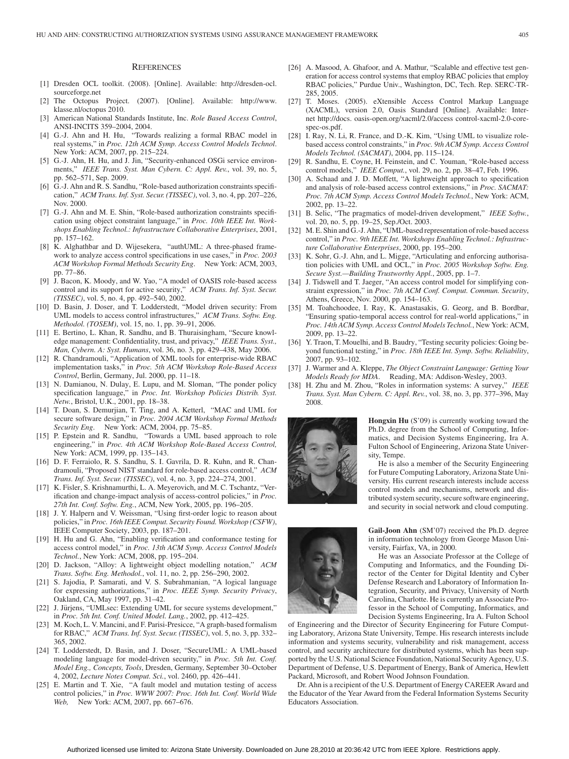## References

[1] Dresden OCL toolkit. (2008). [Online]. Available: http://dresden-ocl.sourceforge.net

[2] The Octopus Project. (2007). [Online]. Available: http://www.klasse.nl/octopus 2010.

[3] American National Standards Institute, Inc. *Role Based Access Control*, ANSI-INCITS 359–2004, 2004.

[4] G.-J. Ahn and H. Hu, "Towards realizing a formal RBAC model in real systems," in *Proc. 12th ACM Symp. Access Control Models Technol*. New York: ACM, 2007, pp. 215–224.

[5] G.-J. Ahn, H. Hu, and J. Jin, "Security-enhanced OSGi service environments," *IEEE Trans. Syst. Man Cybern. C: Appl. Rev.*, vol. 39, no. 5, pp. 562–571, Sep. 2009.

[6] G.-J. Ahn and R. S. Sandhu, "Role-based authorization constraints specification," *ACM Trans. Inf. Syst. Secur. (TISSEC)*, vol. 3, no. 4, pp. 207–226, Nov. 2000.

[7] G.-J. Ahn and M. E. Shin, "Role-based authorization constraints specification using object constraint language," in *Proc. 10th IEEE Int. Workshops Enabling Technol.: Infrastructure Collaborative Enterprises*, 2001, pp. 157–162.

[8] K. Alghathbar and D. Wijesekera, "authUML: A three-phased framework to analyze access control specifications in use cases," in *Proc. 2003 ACM Workshop Formal Methods Security Eng*. New York: ACM, 2003, pp. 77–86.

[9] J. Bacon, K. Moody, and W. Yao, "A model of OASIS role-based access control and its support for active security," *ACM Trans. Inf. Syst. Secur. (TISSEC)*, vol. 5, no. 4, pp. 492–540, 2002.

[10] D. Basin, J. Doser, and T. Lodderstedt, "Model driven security: From UML models to access control infrastructures," *ACM Trans. Softw. Eng. Methodol. (TOSEM)*, vol. 15, no. 1, pp. 39–91, 2006.

[11] E. Bertino, L. Khan, R. Sandhu, and B. Thuraisingham, "Secure knowledge management: Confidentiality, trust, and privacy," *IEEE Trans. Syst., Man, Cybern. A: Syst. Humans*, vol. 36, no. 3, pp. 429–438, May 2006.

[12] R. Chandramouli, "Application of XML tools for enterprise-wide RBAC implementation tasks," in *Proc. 5th ACM Workshop Role-Based Access Control*, Berlin, Germany, Jul. 2000, pp. 11–18.

[13] N. Damianou, N. Dulay, E. Lupu, and M. Sloman, "The ponder policy specification language," in *Proc. Int. Workshop Policies Distrib. Syst. Netw.*, Bristol, U.K., 2001, pp. 18–38.

[14] T. Doan, S. Demurjian, T. Ting, and A. Ketterl, "MAC and UML for secure software design," in *Proc. 2004 ACM Workshop Formal Methods Security Eng*. New York: ACM, 2004, pp. 75–85.

[15] P. Epstein and R. Sandhu, "Towards a UML based approach to role engineering," in *Proc. 4th ACM Workshop Role-Based Access Control,* New York: ACM, 1999, pp. 135–143.

[16] D. F. Ferraiolo, R. S. Sandhu, S. I. Gavrila, D. R. Kuhn, and R. Chandramouli, "Proposed NIST standard for role-based access control," *ACM Trans. Inf. Syst. Secur. (TISSEC)*, vol. 4, no. 3, pp. 224–274, 2001.

[17] K. Fisler, S. Krishnamurthi, L. A. Meyerovich, and M. C. Tschantz, "Verification and change-impact analysis of access-control policies," in *Proc. 27th Int. Conf. Softw. Eng.*, ACM, New York, 2005, pp. 196–205.

[18] J. Y. Halpern and V. Weissman, "Using first-order logic to reason about policies," in *Proc. 16th IEEE Comput. Security Found. Workshop (CSFW)*, IEEE Computer Society, 2003, pp. 187–201.

[19] H. Hu and G. Ahn, "Enabling verification and conformance testing for access control model," in *Proc. 13th ACM Symp. Access Control Models Technol.*, New York: ACM, 2008, pp. 195–204.

[20] D. Jackson, "Alloy: A lightweight object modelling notation," *ACM Trans. Softw. Eng. Methodol.*, vol. 11, no. 2, pp. 256–290, 2002.

[21] S. Jajodia, P. Samarati, and V. S. Subrahmanian, "A logical language for expressing authorizations," in *Proc. IEEE Symp. Security Privacy*, Oakland, CA, May 1997, pp. 31–42.

[22] J. Jürjens, "UMLsec: Extending UML for secure systems development," in *Proc. 5th Int. Conf. United Model. Lang.*, 2002, pp. 412–425.

[23] M. Koch, L. V. Mancini, and F. Parisi-Presicce, "A graph-based formalism for RBAC," *ACM Trans. Inf. Syst. Secur. (TISSEC)*, vol. 5, no. 3, pp. 332–365, 2002.

[24] T. Lodderstedt, D. Basin, and J. Doser, "SecureUML: A UML-based modeling language for model-driven security," in *Proc. 5th Int. Conf. Model Eng., Concepts, Tools*, Dresden, Germany, September 30–October 4, 2002, *Lecture Notes Comput. Sci.*, vol. 2460, pp. 426–441.

[25] E. Martin and T. Xie, "A fault model and mutation testing of access control policies," in *Proc. WWW 2007: Proc. 16th Int. Conf. World Wide Web,* New York: ACM, 2007, pp. 667–676.

[26] A. Masood, A. Ghafoor, and A. Mathur, "Scalable and effective test generation for access control systems that employ RBAC policies that employ RBAC policies," Purdue Univ., Washington, DC, Tech. Rep. SERC-TR-285, 2005.

[27] T. Moses. (2005). eXtensible Access Control Markup Language (XACML), version 2.0, Oasis Standard [Online]. Available: Internet http://docs. oasis-open.org/xacml/2.0/access control-xacml-2.0-core-spec-os.pdf.

[28] I. Ray, N. Li, R. France, and D.-K. Kim, "Using UML to visualize role-based access control constraints," in *Proc. 9th ACM Symp. Access Control Models Technol. (SACMAT)*, 2004, pp. 115–124.

[29] R. Sandhu, E. Coyne, H. Feinstein, and C. Youman, "Role-based access control models," *IEEE Comput.*, vol. 29, no. 2, pp. 38–47, Feb. 1996.

[30] A. Schaad and J. D. Moffett, "A lightweight approach to specification and analysis of role-based access control extensions," in *Proc. SACMAT: Proc. 7th ACM Symp. Access Control Models Technol.*, New York: ACM, 2002, pp. 13–22.

[31] B. Selic, "The pragmatics of model-driven development," *IEEE Softw.*, vol. 20, no. 5, pp. 19–25, Sep./Oct. 2003.

[32] M. E. Shin and G.-J. Ahn, "UML-based representation of role-based access control," in *Proc. 9th IEEE Int. Workshops Enabling Technol.: Infrastructure Collaborative Enterprises*, 2000, pp. 195–200.

[33] K. Sohr, G.-J. Ahn, and L. Migge, "Articulating and enforcing authorisation policies with UML and OCL," in *Proc. 2005 Workshop Softw. Eng. Secure Syst.—Building Trustworthy Appl.*, 2005, pp. 1–7.

[34] J. Tidswell and T. Jaeger, "An access control model for simplifying constraint expression," in *Proc. 7th ACM Conf. Comput. Commun. Security*, Athens, Greece, Nov. 2000, pp. 154–163.

[35] M. Toahchoodee, I. Ray, K. Anastasakis, G. Georg, and B. Bordbar, "Ensuring spatio-temporal access control for real-world applications," in *Proc. 14th ACM Symp. Access Control Models Technol.*, New York: ACM, 2009, pp. 13–22.

[36] Y. Traon, T. Mouelhi, and B. Baudry, "Testing security policies: Going beyond functional testing," in *Proc. 18th IEEE Int. Symp. Softw. Reliability*, 2007, pp. 93–102.

[37] J. Warmer and A. Kleppe, *The Object Constraint Language: Getting Your Models Ready for MDA*. Reading, MA: Addison-Wesley, 2003.

[38] H. Zhu and M. Zhou, "Roles in information systems: A survey," *IEEE Trans. Syst. Man Cybern. C: Appl. Rev.*, vol. 38, no. 3, pp. 377–396, May 2008.

**Hongxin Hu** (S'09) is currently working toward the Ph.D. degree from the School of Computing, Informatics, and Decision Systems Engineering, Ira A. Fulton School of Engineering, Arizona State University, Tempe.

He is also a member of the Security Engineering for Future Computing Laboratory, Arizona State University. His current research interests include access control models and mechanisms, network and distributed system security, secure software engineering, and security in social network and cloud computing.

**Gail-Joon Ahn** (SM'07) received the Ph.D. degree in information technology from George Mason University, Fairfax, VA, in 2000.

He was an Associate Professor at the College of Computing and Informatics, and the Founding Director of the Center for Digital Identity and Cyber Defense Research and Laboratory of Information Integration, Security, and Privacy, University of North Carolina, Charlotte. He is currently an Associate Professor in the School of Computing, Informatics, and Decision Systems Engineering, Ira A. Fulton School of Engineering and the Director of Security Engineering for Future Computing Laboratory, Arizona State University, Tempe. His research interests include information and systems security, vulnerability and risk management, access control, and security architecture for distributed systems, which has been supported by the U.S. National Science Foundation, National Security Agency, U.S. Department of Defense, U.S. Department of Energy, Bank of America, Hewlett Packard, Microsoft, and Robert Wood Johnson Foundation.

Dr. Ahn is a recipient of the U.S. Department of Energy CAREER Award and the Educator of the Year Award from the Federal Information Systems Security Educators Association.